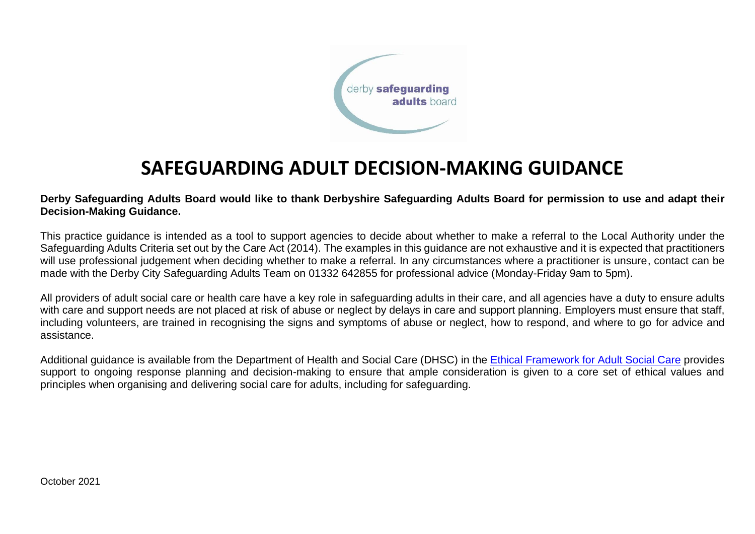derby **safeguarding** **adults** board

# SAFEGUARDING ADULT DECISION-MAKING GUIDANCE

**Derby Safeguarding Adults Board would like to thank Derbyshire Safeguarding Adults Board for permission to use and adapt their Decision-Making Guidance.**

This practice guidance is intended as a tool to support agencies to decide about whether to make a referral to the Local Authority under the Safeguarding Adults Criteria set out by the Care Act (2014). The examples in this guidance are not exhaustive and it is expected that practitioners will use professional judgement when deciding whether to make a referral. In any circumstances where a practitioner is unsure, contact can be made with the Derby City Safeguarding Adults Team on 01332 642855 for professional advice (Monday-Friday 9am to 5pm).

All providers of adult social care or health care have a key role in safeguarding adults in their care, and all agencies have a duty to ensure adults with care and support needs are not placed at risk of abuse or neglect by delays in care and support planning. Employers must ensure that staff, including volunteers, are trained in recognising the signs and symptoms of abuse or neglect, how to respond, and where to go for advice and assistance.

Additional guidance is available from the Department of Health and Social Care (DHSC) in the Ethical Framework for Adult Social Care provides support to ongoing response planning and decision-making to ensure that ample consideration is given to a core set of ethical values and principles when organising and delivering social care for adults, including for safeguarding.

October 2021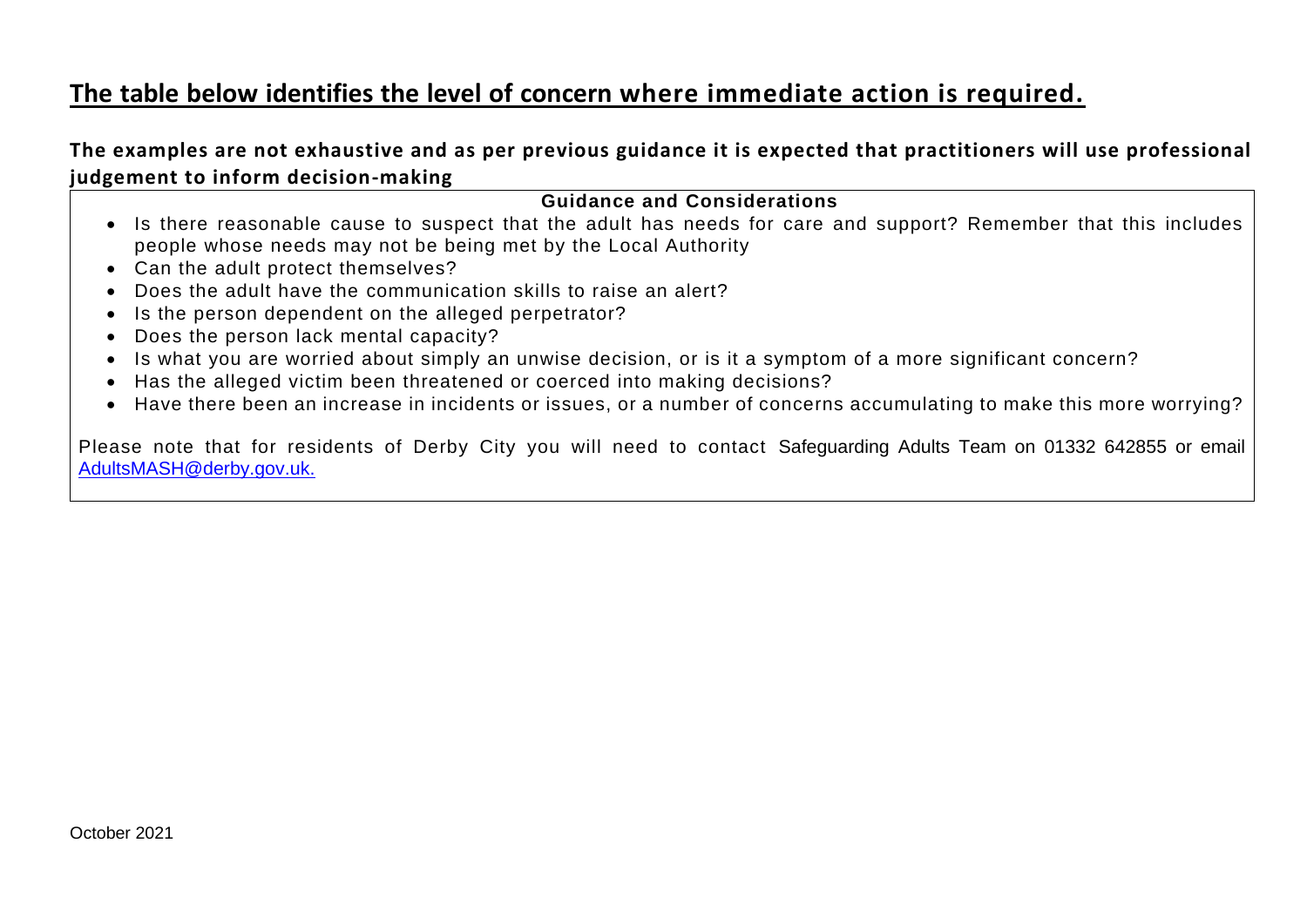## The table below identifies the level of concern where immediate action is required.

### The examples are not exhaustive and as per previous guidance it is expected that practitioners will use professional judgement to inform decision-making

| Guidance and Considerations |
| --- |
| • Is there reasonable cause to suspect that the adult has needs for care and support? Remember that this includes people whose needs may not be being met by the Local Authority<br>• Can the adult protect themselves?<br>• Does the adult have the communication skills to raise an alert?<br>• Is the person dependent on the alleged perpetrator?<br>• Does the person lack mental capacity?<br>• Is what you are worried about simply an unwise decision, or is it a symptom of a more significant concern?<br>• Has the alleged victim been threatened or coerced into making decisions?<br>• Have there been an increase in incidents or issues, or a number of concerns accumulating to make this more worrying?<br><br>Please note that for residents of Derby City you will need to contact Safeguarding Adults Team on 01332 642855 or email AdultsMASH@derby.gov.uk. |

October 2021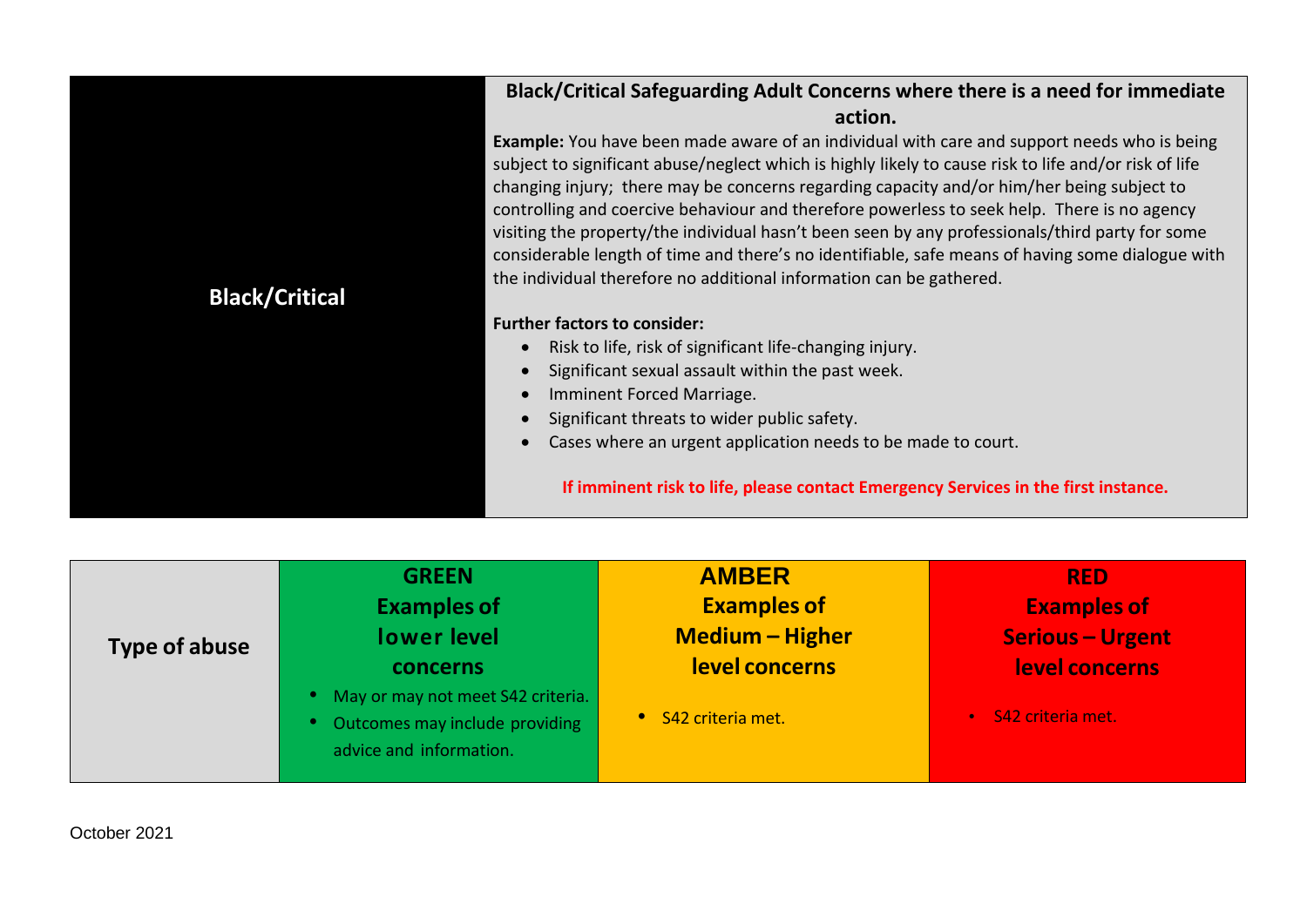| Black/Critical | **Black/Critical Safeguarding Adult Concerns where there is a need for immediate action.**<br>**Example:** You have been made aware of an individual with care and support needs who is being subject to significant abuse/neglect which is highly likely to cause risk to life and/or risk of life changing injury; there may be concerns regarding capacity and/or him/her being subject to controlling and coercive behaviour and therefore powerless to seek help. There is no agency visiting the property/the individual hasn't been seen by any professionals/third party for some considerable length of time and there's no identifiable, safe means of having some dialogue with the individual therefore no additional information can be gathered.<br><br>**Further factors to consider:**<br>• Risk to life, risk of significant life-changing injury.<br>• Significant sexual assault within the past week.<br>• Imminent Forced Marriage.<br>• Significant threats to wider public safety.<br>• Cases where an urgent application needs to be made to court.<br><br>**If imminent risk to life, please contact Emergency Services in the first instance.** |
|---|---|

| Type of abuse | GREEN<br>Examples of lower level concerns<br>• May or may not meet S42 criteria.<br>• Outcomes may include providing advice and information. | AMBER<br>Examples of Medium – Higher level concerns<br>• S42 criteria met. | RED<br>Examples of Serious – Urgent level concerns<br>• S42 criteria met. |
|---|---|---|---|

October 2021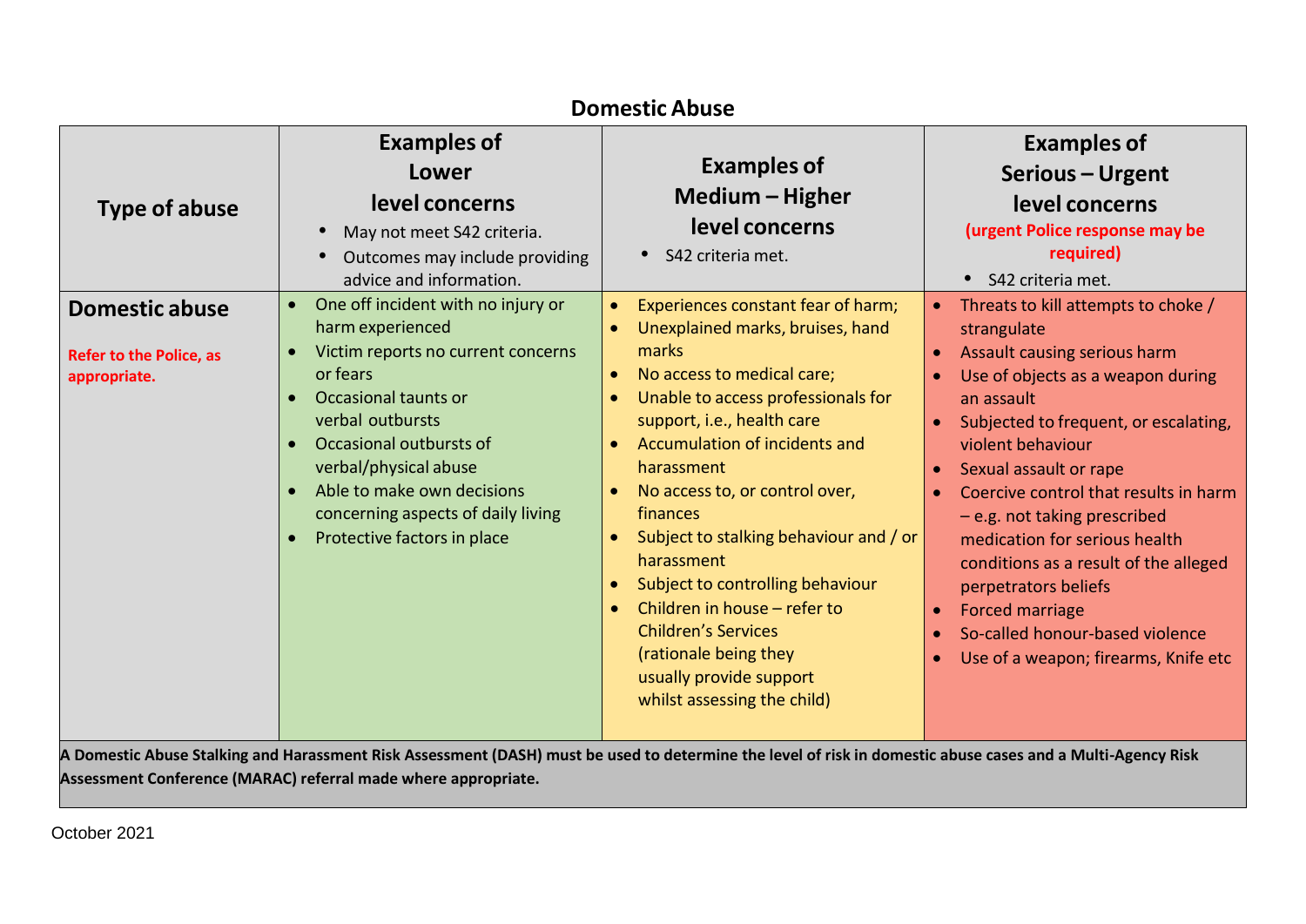## Domestic Abuse

| Type of abuse | Examples of Lower level concerns<br>• May not meet S42 criteria.<br>• Outcomes may include providing advice and information. | Examples of Medium – Higher level concerns<br>• S42 criteria met. | Examples of Serious – Urgent level concerns<br>**(urgent Police response may be required)**<br>• S42 criteria met. |
|---|---|---|---|
| **Domestic abuse**<br><br>**Refer to the Police, as appropriate.** | • One off incident with no injury or harm experienced<br>• Victim reports no current concerns or fears<br>• Occasional taunts or verbal outbursts<br>• Occasional outbursts of verbal/physical abuse<br>• Able to make own decisions concerning aspects of daily living<br>• Protective factors in place | • Experiences constant fear of harm;<br>• Unexplained marks, bruises, hand marks<br>• No access to medical care;<br>• Unable to access professionals for support, i.e., health care<br>• Accumulation of incidents and harassment<br>• No access to, or control over, finances<br>• Subject to stalking behaviour and / or harassment<br>• Subject to controlling behaviour<br>• Children in house – refer to Children's Services (rationale being they usually provide support whilst assessing the child) | • Threats to kill attempts to choke / strangulate<br>• Assault causing serious harm<br>• Use of objects as a weapon during an assault<br>• Subjected to frequent, or escalating, violent behaviour<br>• Sexual assault or rape<br>• Coercive control that results in harm – e.g. not taking prescribed medication for serious health conditions as a result of the alleged perpetrators beliefs<br>• Forced marriage<br>• So-called honour-based violence<br>• Use of a weapon; firearms, Knife etc |

**A Domestic Abuse Stalking and Harassment Risk Assessment (DASH) must be used to determine the level of risk in domestic abuse cases and a Multi-Agency Risk Assessment Conference (MARAC) referral made where appropriate.**

October 2021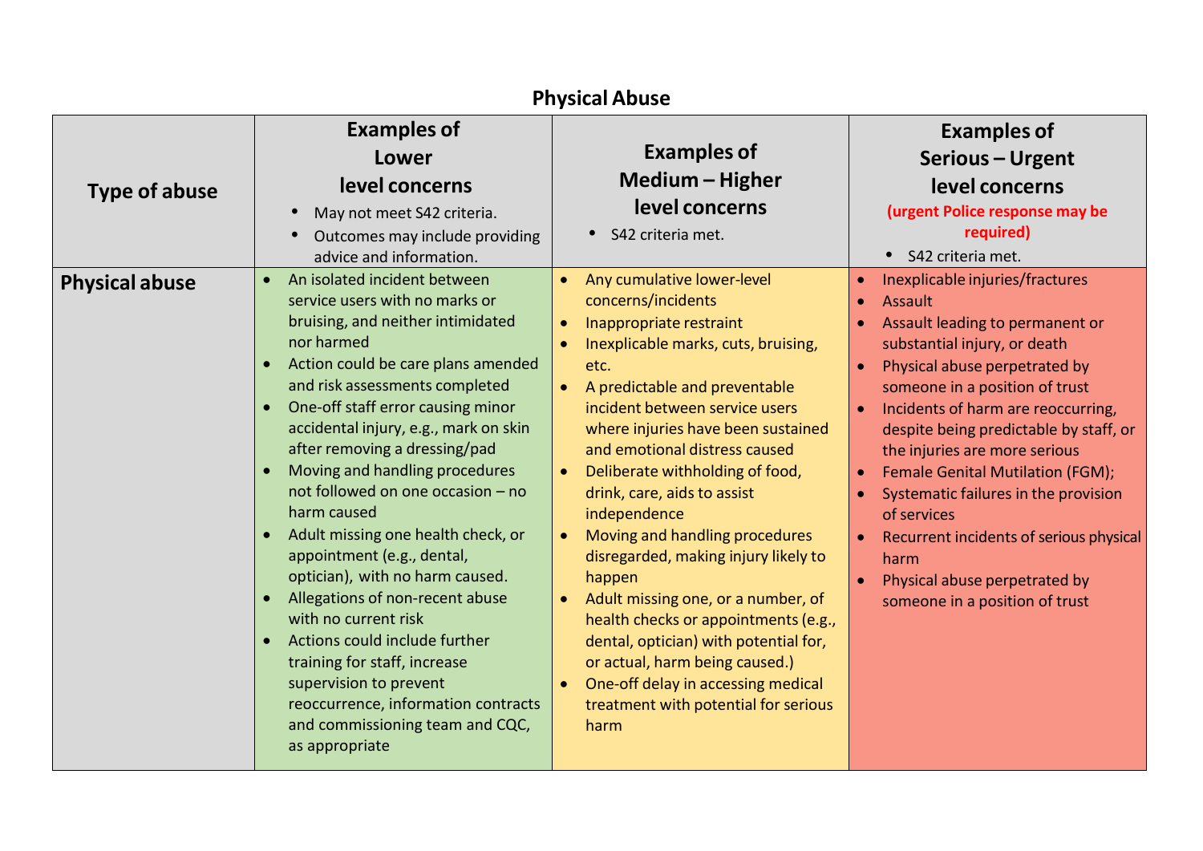## Physical Abuse

| Type of abuse | Examples of Lower level concerns<br>• May not meet S42 criteria.<br>• Outcomes may include providing advice and information. | Examples of Medium – Higher level concerns<br>• S42 criteria met. | Examples of Serious – Urgent level concerns<br>**(urgent Police response may be required)**<br>• S42 criteria met. |
|---|---|---|---|
| **Physical abuse** | • An isolated incident between service users with no marks or bruising, and neither intimidated nor harmed<br>• Action could be care plans amended and risk assessments completed<br>• One-off staff error causing minor accidental injury, e.g., mark on skin after removing a dressing/pad<br>• Moving and handling procedures not followed on one occasion – no harm caused<br>• Adult missing one health check, or appointment (e.g., dental, optician), with no harm caused.<br>• Allegations of non-recent abuse with no current risk<br>• Actions could include further training for staff, increase supervision to prevent reoccurrence, information contracts and commissioning team and CQC, as appropriate | • Any cumulative lower-level concerns/incidents<br>• Inappropriate restraint<br>• Inexplicable marks, cuts, bruising, etc.<br>• A predictable and preventable incident between service users where injuries have been sustained and emotional distress caused<br>• Deliberate withholding of food, drink, care, aids to assist independence<br>• Moving and handling procedures disregarded, making injury likely to happen<br>• Adult missing one, or a number, of health checks or appointments (e.g., dental, optician) with potential for, or actual, harm being caused.)<br>• One-off delay in accessing medical treatment with potential for serious harm | • Inexplicable injuries/fractures<br>• Assault<br>• Assault leading to permanent or substantial injury, or death<br>• Physical abuse perpetrated by someone in a position of trust<br>• Incidents of harm are reoccurring, despite being predictable by staff, or the injuries are more serious<br>• Female Genital Mutilation (FGM);<br>• Systematic failures in the provision of services<br>• Recurrent incidents of serious physical harm<br>• Physical abuse perpetrated by someone in a position of trust |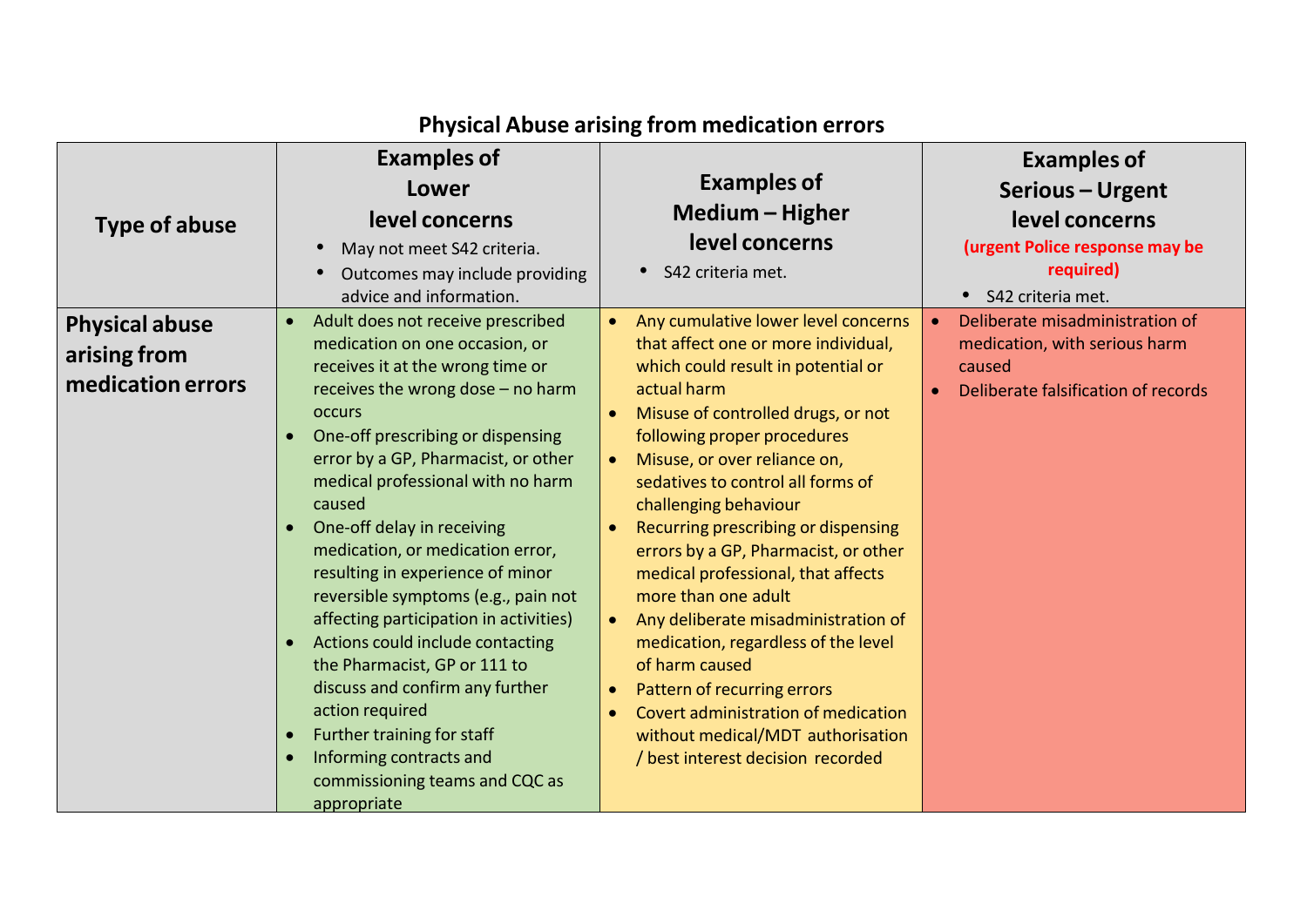## Physical Abuse arising from medication errors

| Type of abuse | Examples of Lower level concerns<br>• May not meet S42 criteria.<br>• Outcomes may include providing advice and information. | Examples of Medium – Higher level concerns<br>• S42 criteria met. | Examples of Serious – Urgent level concerns **(urgent Police response may be required)**<br>• S42 criteria met. |
|---|---|---|---|
| **Physical abuse arising from medication errors** | • Adult does not receive prescribed medication on one occasion, or receives it at the wrong time or receives the wrong dose – no harm occurs<br>• One-off prescribing or dispensing error by a GP, Pharmacist, or other medical professional with no harm caused<br>• One-off delay in receiving medication, or medication error, resulting in experience of minor reversible symptoms (e.g., pain not affecting participation in activities)<br>• Actions could include contacting the Pharmacist, GP or 111 to discuss and confirm any further action required<br>• Further training for staff<br>• Informing contracts and commissioning teams and CQC as appropriate | • Any cumulative lower level concerns that affect one or more individual, which could result in potential or actual harm<br>• Misuse of controlled drugs, or not following proper procedures<br>• Misuse, or over reliance on, sedatives to control all forms of challenging behaviour<br>• Recurring prescribing or dispensing errors by a GP, Pharmacist, or other medical professional, that affects more than one adult<br>• Any deliberate misadministration of medication, regardless of the level of harm caused<br>• Pattern of recurring errors<br>• Covert administration of medication without medical/MDT authorisation / best interest decision recorded | • Deliberate misadministration of medication, with serious harm caused<br>• Deliberate falsification of records |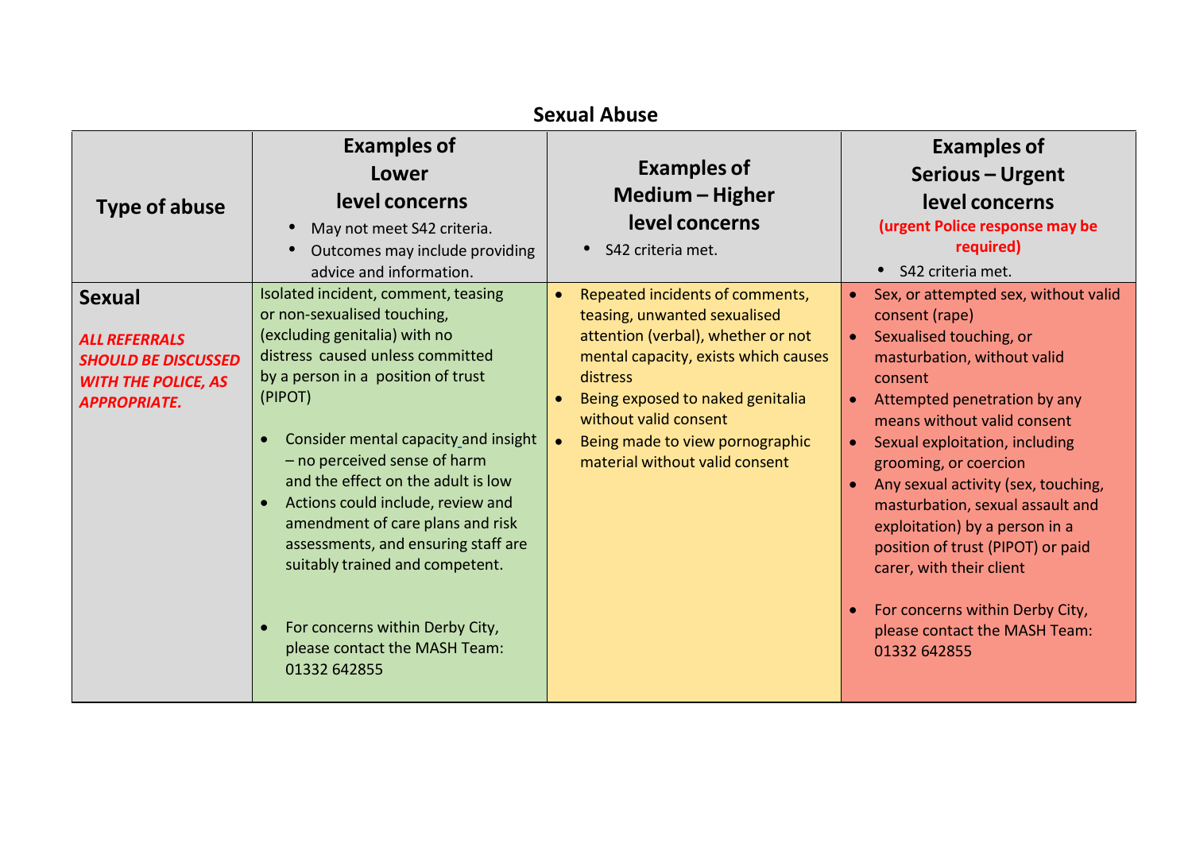## Sexual Abuse

| Type of abuse | Examples of Lower level concerns<br>• May not meet S42 criteria.<br>• Outcomes may include providing advice and information. | Examples of Medium – Higher level concerns<br>• S42 criteria met. | Examples of Serious – Urgent level concerns<br>**(urgent Police response may be required)**<br>• S42 criteria met. |
|---|---|---|---|
| **Sexual**<br><br>***ALL REFERRALS SHOULD BE DISCUSSED WITH THE POLICE, AS APPROPRIATE.*** | Isolated incident, comment, teasing or non-sexualised touching, (excluding genitalia) with no distress caused unless committed by a person in a position of trust (PIPOT)<br><br>• Consider mental capacity and insight – no perceived sense of harm and the effect on the adult is low<br>• Actions could include, review and amendment of care plans and risk assessments, and ensuring staff are suitably trained and competent.<br><br>• For concerns within Derby City, please contact the MASH Team: 01332 642855 | • Repeated incidents of comments, teasing, unwanted sexualised attention (verbal), whether or not mental capacity, exists which causes distress<br>• Being exposed to naked genitalia without valid consent<br>• Being made to view pornographic material without valid consent | • Sex, or attempted sex, without valid consent (rape)<br>• Sexualised touching, or masturbation, without valid consent<br>• Attempted penetration by any means without valid consent<br>• Sexual exploitation, including grooming, or coercion<br>• Any sexual activity (sex, touching, masturbation, sexual assault and exploitation) by a person in a position of trust (PIPOT) or paid carer, with their client<br><br>• For concerns within Derby City, please contact the MASH Team: 01332 642855 |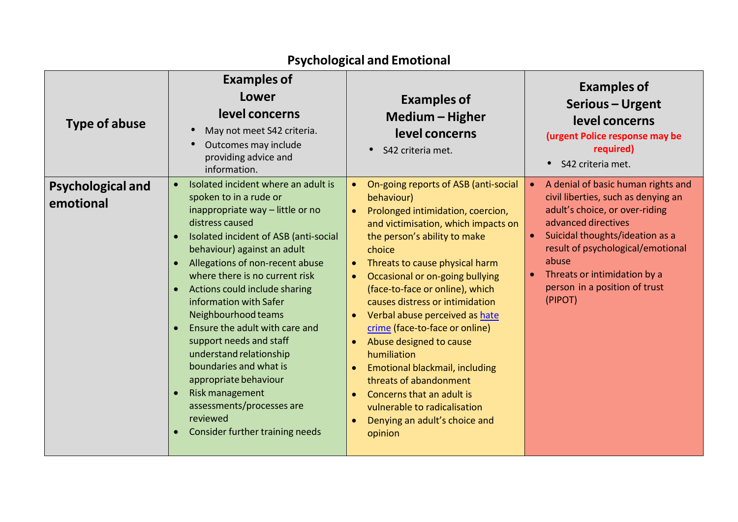## Psychological and Emotional

| Type of abuse | Examples of Lower level concerns<br>• May not meet S42 criteria.<br>• Outcomes may include providing advice and information. | Examples of Medium – Higher level concerns<br>• S42 criteria met. | Examples of Serious – Urgent level concerns<br>**(urgent Police response may be required)**<br>• S42 criteria met. |
|---|---|---|---|
| **Psychological and emotional** | • Isolated incident where an adult is spoken to in a rude or inappropriate way – little or no distress caused<br>• Isolated incident of ASB (anti-social behaviour) against an adult<br>• Allegations of non-recent abuse where there is no current risk<br>• Actions could include sharing information with Safer Neighbourhood teams<br>• Ensure the adult with care and support needs and staff understand relationship boundaries and what is appropriate behaviour<br>• Risk management assessments/processes are reviewed<br>• Consider further training needs | • On-going reports of ASB (anti-social behaviour)<br>• Prolonged intimidation, coercion, and victimisation, which impacts on the person's ability to make choice<br>• Threats to cause physical harm<br>• Occasional or on-going bullying (face-to-face or online), which causes distress or intimidation<br>• Verbal abuse perceived as hate crime (face-to-face or online)<br>• Abuse designed to cause humiliation<br>• Emotional blackmail, including threats of abandonment<br>• Concerns that an adult is vulnerable to radicalisation<br>• Denying an adult's choice and opinion | • A denial of basic human rights and civil liberties, such as denying an adult's choice, or over-riding advanced directives<br>• Suicidal thoughts/ideation as a result of psychological/emotional abuse<br>• Threats or intimidation by a person in a position of trust (PIPOT) |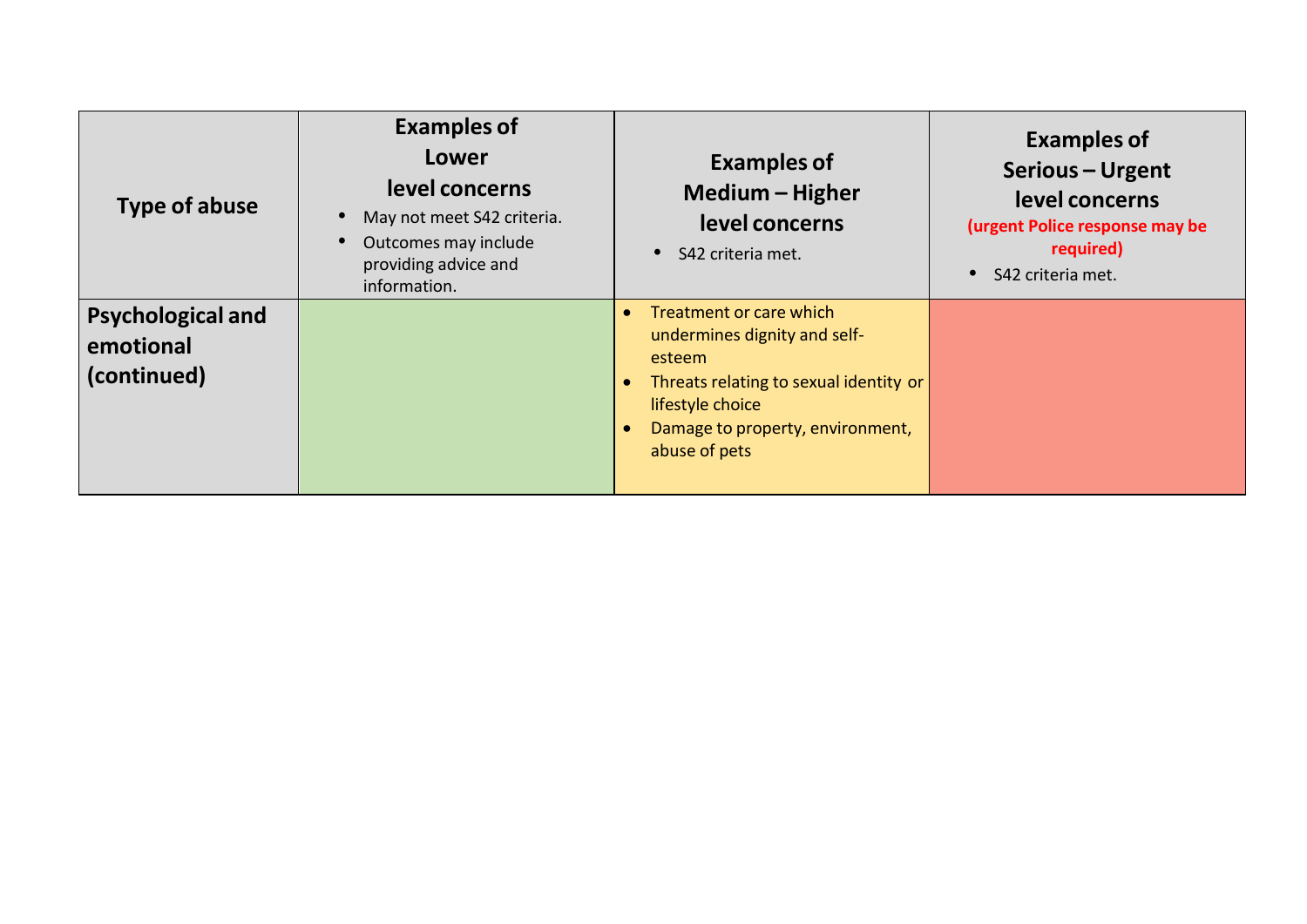| Type of abuse | Examples of Lower level concerns<br>• May not meet S42 criteria.<br>• Outcomes may include providing advice and information. | Examples of Medium – Higher level concerns<br>• S42 criteria met. | Examples of Serious – Urgent level concerns<br>**(urgent Police response may be required)**<br>• S42 criteria met. |
|---|---|---|---|
| **Psychological and emotional (continued)** | | • Treatment or care which undermines dignity and self-esteem<br>• Threats relating to sexual identity or lifestyle choice<br>• Damage to property, environment, abuse of pets | |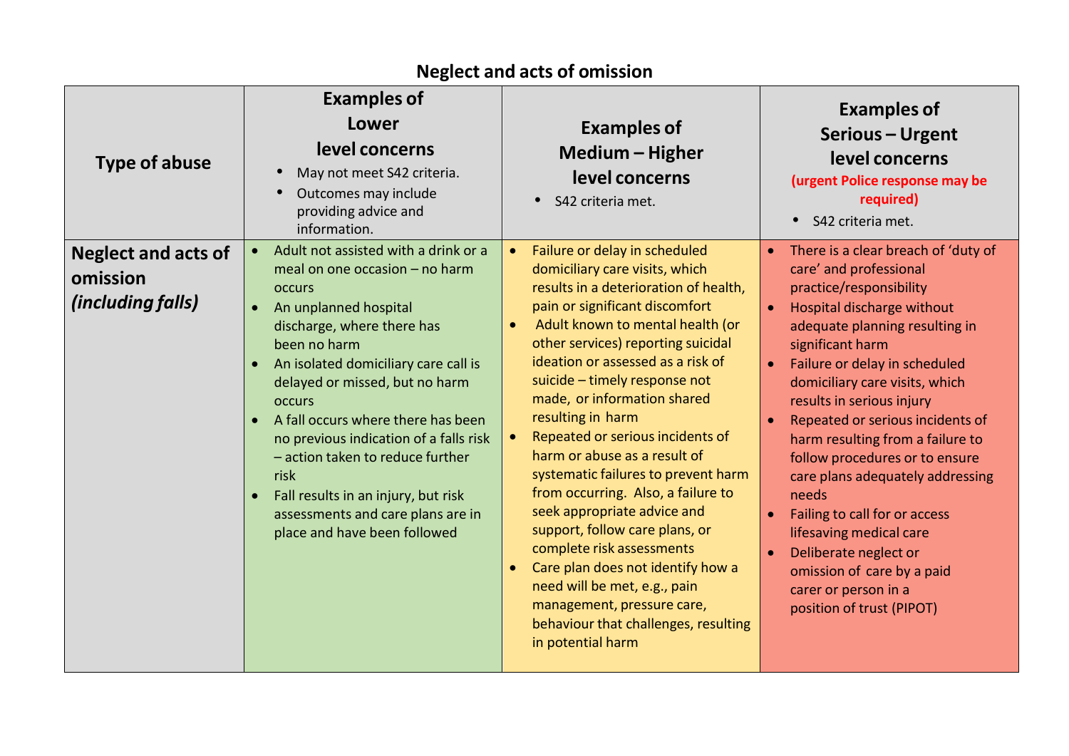# Neglect and acts of omission

| Type of abuse | Examples of Lower level concerns<br>• May not meet S42 criteria.<br>• Outcomes may include providing advice and information. | Examples of Medium – Higher level concerns<br>• S42 criteria met. | Examples of Serious – Urgent level concerns **(urgent Police response may be required)**<br>• S42 criteria met. |
|---|---|---|---|
| **Neglect and acts of omission *(including falls)*** | • Adult not assisted with a drink or a meal on one occasion – no harm occurs<br>• An unplanned hospital discharge, where there has been no harm<br>• An isolated domiciliary care call is delayed or missed, but no harm occurs<br>• A fall occurs where there has been no previous indication of a falls risk – action taken to reduce further risk<br>• Fall results in an injury, but risk assessments and care plans are in place and have been followed | • Failure or delay in scheduled domiciliary care visits, which results in a deterioration of health, pain or significant discomfort<br>• Adult known to mental health (or other services) reporting suicidal ideation or assessed as a risk of suicide – timely response not made, or information shared resulting in harm<br>• Repeated or serious incidents of harm or abuse as a result of systematic failures to prevent harm from occurring. Also, a failure to seek appropriate advice and support, follow care plans, or complete risk assessments<br>• Care plan does not identify how a need will be met, e.g., pain management, pressure care, behaviour that challenges, resulting in potential harm | • There is a clear breach of 'duty of care' and professional practice/responsibility<br>• Hospital discharge without adequate planning resulting in significant harm<br>• Failure or delay in scheduled domiciliary care visits, which results in serious injury<br>• Repeated or serious incidents of harm resulting from a failure to follow procedures or to ensure care plans adequately addressing needs<br>• Failing to call for or access lifesaving medical care<br>• Deliberate neglect or omission of care by a paid carer or person in a position of trust (PIPOT) |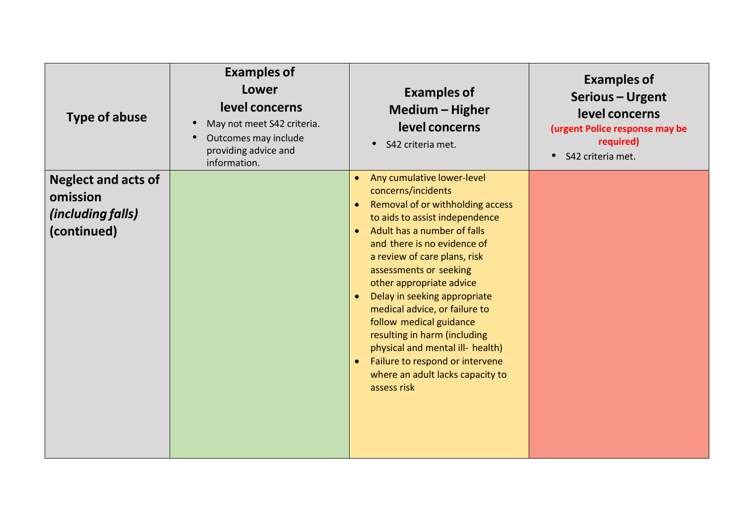| Type of abuse | Examples of Lower level concerns<br>• May not meet S42 criteria.<br>• Outcomes may include providing advice and information. | Examples of Medium – Higher level concerns<br>• S42 criteria met. | Examples of Serious – Urgent level concerns<br>**(urgent Police response may be required)**<br>• S42 criteria met. |
|---|---|---|---|
| **Neglect and acts of omission *(including falls)* (continued)** | | • Any cumulative lower-level concerns/incidents<br>• Removal of or withholding access to aids to assist independence<br>• Adult has a number of falls and there is no evidence of a review of care plans, risk assessments or seeking other appropriate advice<br>• Delay in seeking appropriate medical advice, or failure to follow medical guidance resulting in harm (including physical and mental ill- health)<br>• Failure to respond or intervene where an adult lacks capacity to assess risk | |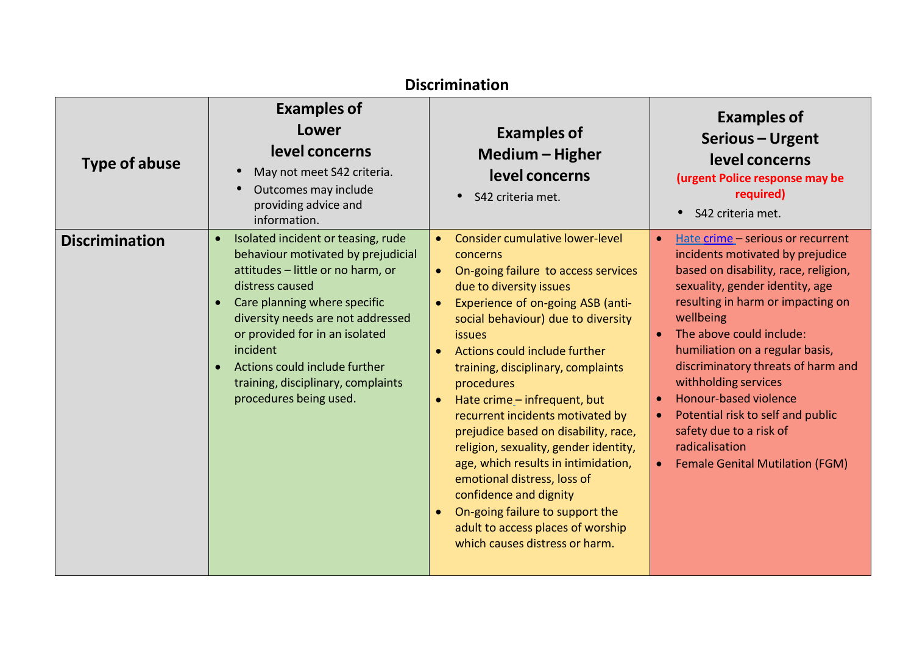## Discrimination

| Type of abuse | Examples of Lower level concerns<br>• May not meet S42 criteria.<br>• Outcomes may include providing advice and information. | Examples of Medium – Higher level concerns<br>• S42 criteria met. | Examples of Serious – Urgent level concerns<br>**(urgent Police response may be required)**<br>• S42 criteria met. |
|---|---|---|---|
| **Discrimination** | • Isolated incident or teasing, rude behaviour motivated by prejudicial attitudes – little or no harm, or distress caused<br>• Care planning where specific diversity needs are not addressed or provided for in an isolated incident<br>• Actions could include further training, disciplinary, complaints procedures being used. | • Consider cumulative lower-level concerns<br>• On-going failure to access services due to diversity issues<br>• Experience of on-going ASB (anti-social behaviour) due to diversity issues<br>• Actions could include further training, disciplinary, complaints procedures<br>• Hate crime – infrequent, but recurrent incidents motivated by prejudice based on disability, race, religion, sexuality, gender identity, age, which results in intimidation, emotional distress, loss of confidence and dignity<br>• On-going failure to support the adult to access places of worship which causes distress or harm. | • Hate crime – serious or recurrent incidents motivated by prejudice based on disability, race, religion, sexuality, gender identity, age resulting in harm or impacting on wellbeing<br>• The above could include: humiliation on a regular basis, discriminatory threats of harm and withholding services<br>• Honour-based violence<br>• Potential risk to self and public safety due to a risk of radicalisation<br>• Female Genital Mutilation (FGM) |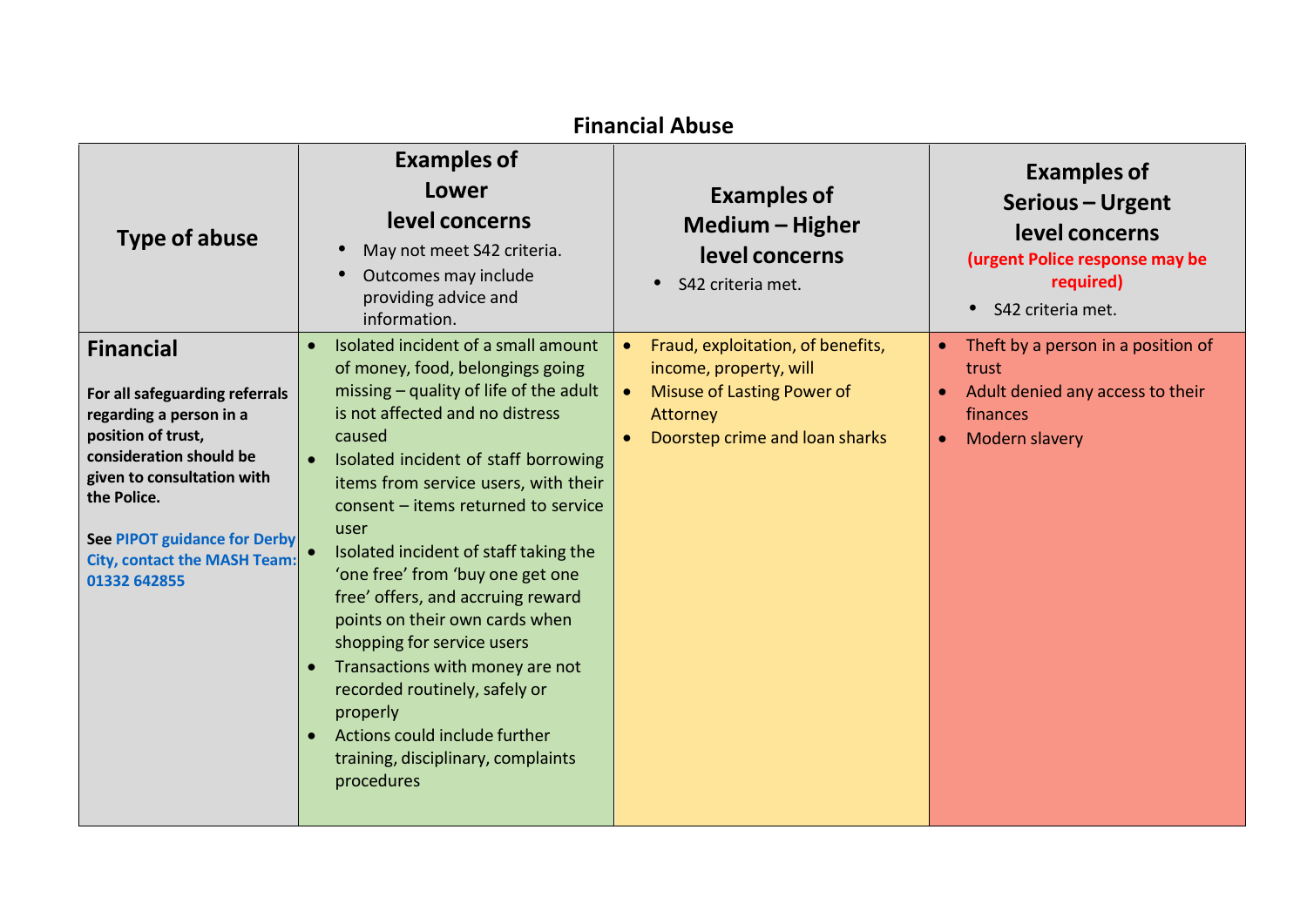## Financial Abuse

| Type of abuse | Examples of Lower level concerns<br>• May not meet S42 criteria.<br>• Outcomes may include providing advice and information. | Examples of Medium – Higher level concerns<br>• S42 criteria met. | Examples of Serious – Urgent level concerns **(urgent Police response may be required)**<br>• S42 criteria met. |
| --- | --- | --- | --- |
| **Financial**<br><br>**For all safeguarding referrals regarding a person in a position of trust, consideration should be given to consultation with the Police.**<br><br>**See PIPOT guidance for Derby City, contact the MASH Team: 01332 642855** | • Isolated incident of a small amount of money, food, belongings going missing – quality of life of the adult is not affected and no distress caused<br>• Isolated incident of staff borrowing items from service users, with their consent – items returned to service user<br>• Isolated incident of staff taking the 'one free' from 'buy one get one free' offers, and accruing reward points on their own cards when shopping for service users<br>• Transactions with money are not recorded routinely, safely or properly<br>• Actions could include further training, disciplinary, complaints procedures | • Fraud, exploitation, of benefits, income, property, will<br>• Misuse of Lasting Power of Attorney<br>• Doorstep crime and loan sharks | • Theft by a person in a position of trust<br>• Adult denied any access to their finances<br>• Modern slavery |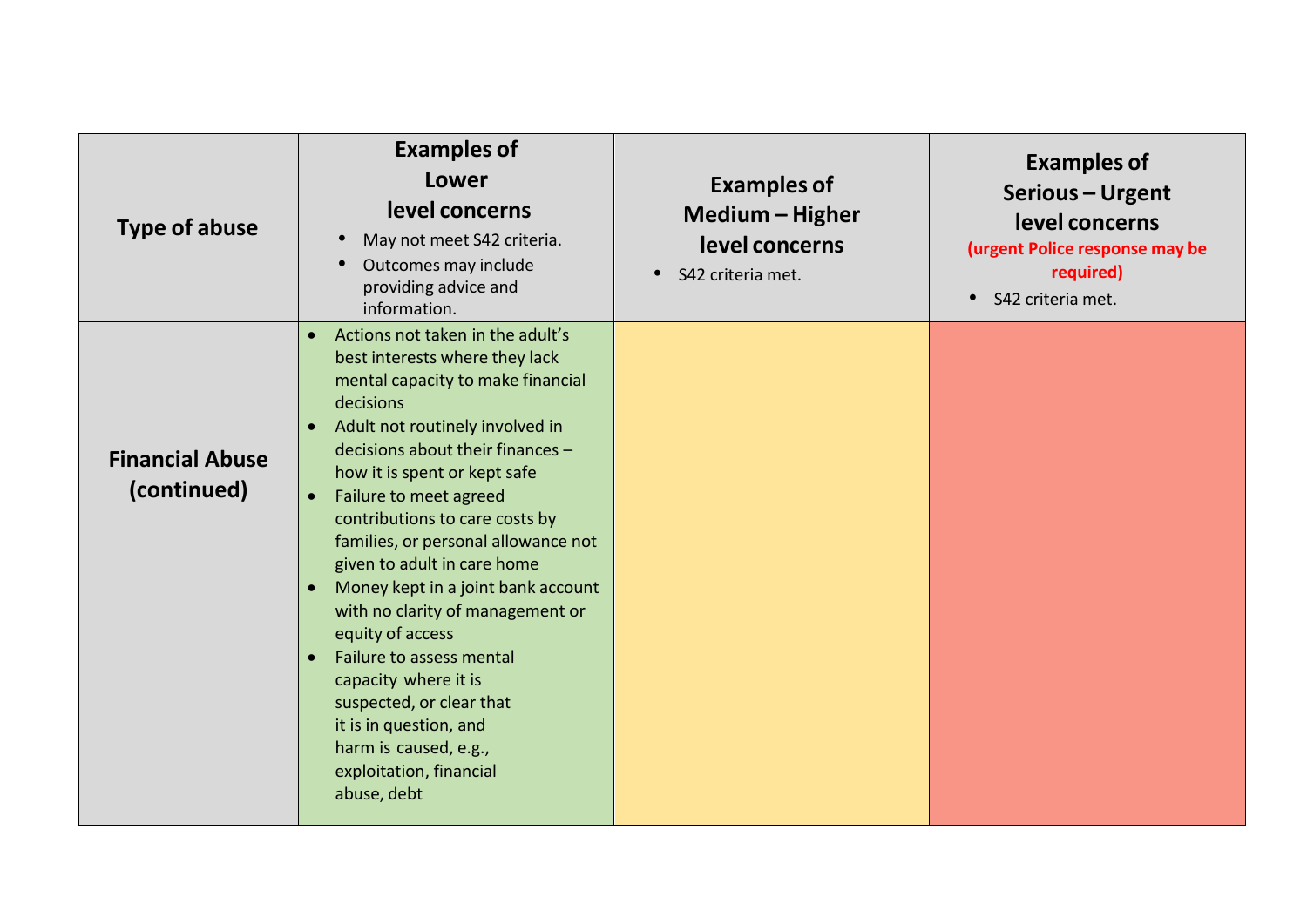| Type of abuse | Examples of Lower level concerns<br>• May not meet S42 criteria.<br>• Outcomes may include providing advice and information. | Examples of Medium – Higher level concerns<br>• S42 criteria met. | Examples of Serious – Urgent level concerns **(urgent Police response may be required)**<br>• S42 criteria met. |
|---|---|---|---|
| **Financial Abuse (continued)** | • Actions not taken in the adult's best interests where they lack mental capacity to make financial decisions<br>• Adult not routinely involved in decisions about their finances – how it is spent or kept safe<br>• Failure to meet agreed contributions to care costs by families, or personal allowance not given to adult in care home<br>• Money kept in a joint bank account with no clarity of management or equity of access<br>• Failure to assess mental capacity where it is suspected, or clear that it is in question, and harm is caused, e.g., exploitation, financial abuse, debt | | |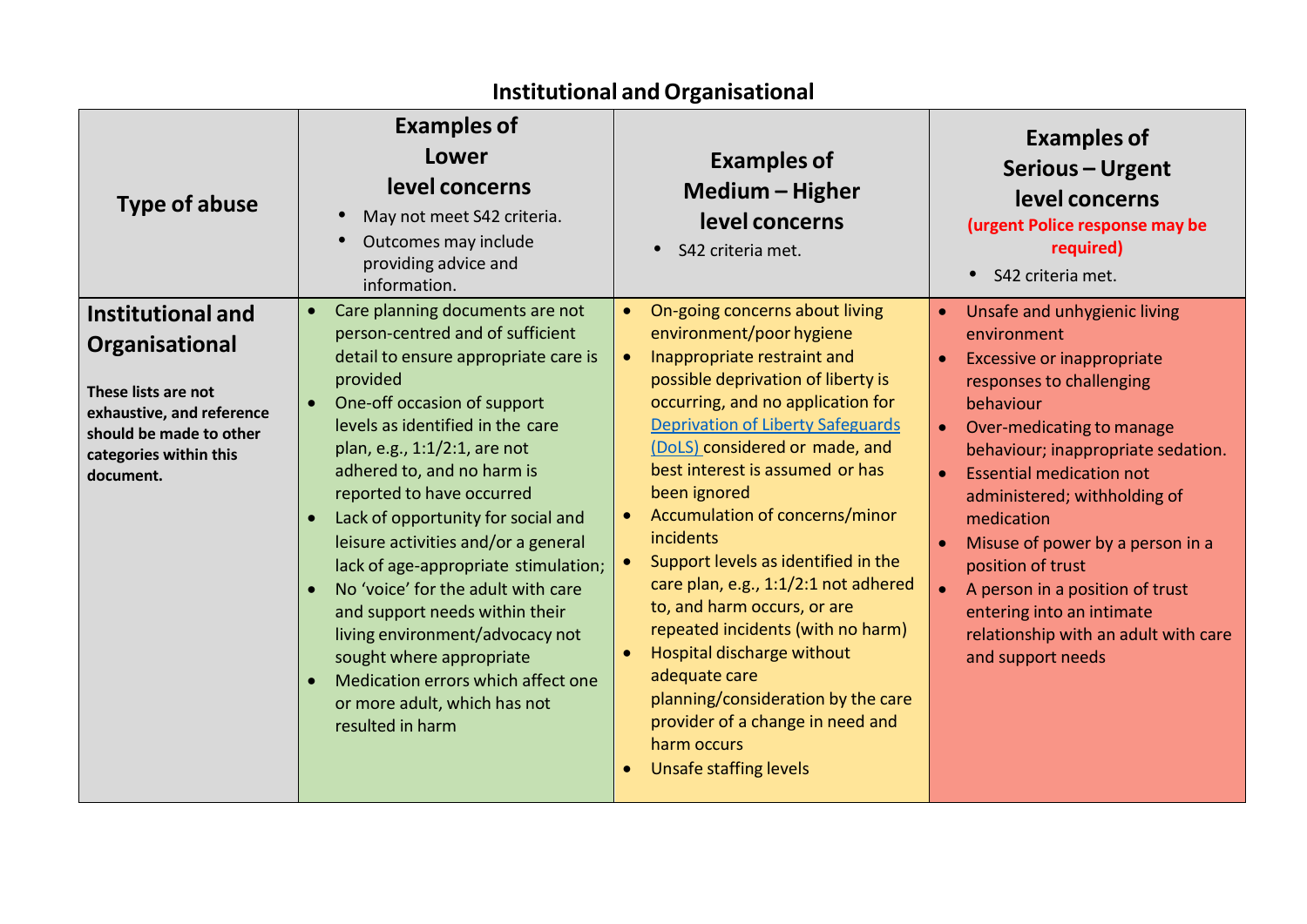## Institutional and Organisational

| Type of abuse | Examples of Lower level concerns<br>• May not meet S42 criteria.<br>• Outcomes may include providing advice and information. | Examples of Medium – Higher level concerns<br>• S42 criteria met. | Examples of Serious – Urgent level concerns<br>**(urgent Police response may be required)**<br>• S42 criteria met. |
|---|---|---|---|
| **Institutional and Organisational**<br><br>**These lists are not exhaustive, and reference should be made to other categories within this document.** | • Care planning documents are not person-centred and of sufficient detail to ensure appropriate care is provided<br>• One-off occasion of support levels as identified in the care plan, e.g., 1:1/2:1, are not adhered to, and no harm is reported to have occurred<br>• Lack of opportunity for social and leisure activities and/or a general lack of age-appropriate stimulation;<br>• No 'voice' for the adult with care and support needs within their living environment/advocacy not sought where appropriate<br>• Medication errors which affect one or more adult, which has not resulted in harm | • On-going concerns about living environment/poor hygiene<br>• Inappropriate restraint and possible deprivation of liberty is occurring, and no application for Deprivation of Liberty Safeguards (DoLS) considered or made, and best interest is assumed or has been ignored<br>• Accumulation of concerns/minor incidents<br>• Support levels as identified in the care plan, e.g., 1:1/2:1 not adhered to, and harm occurs, or are repeated incidents (with no harm)<br>• Hospital discharge without adequate care planning/consideration by the care provider of a change in need and harm occurs<br>• Unsafe staffing levels | • Unsafe and unhygienic living environment<br>• Excessive or inappropriate responses to challenging behaviour<br>• Over-medicating to manage behaviour; inappropriate sedation.<br>• Essential medication not administered; withholding of medication<br>• Misuse of power by a person in a position of trust<br>• A person in a position of trust entering into an intimate relationship with an adult with care and support needs |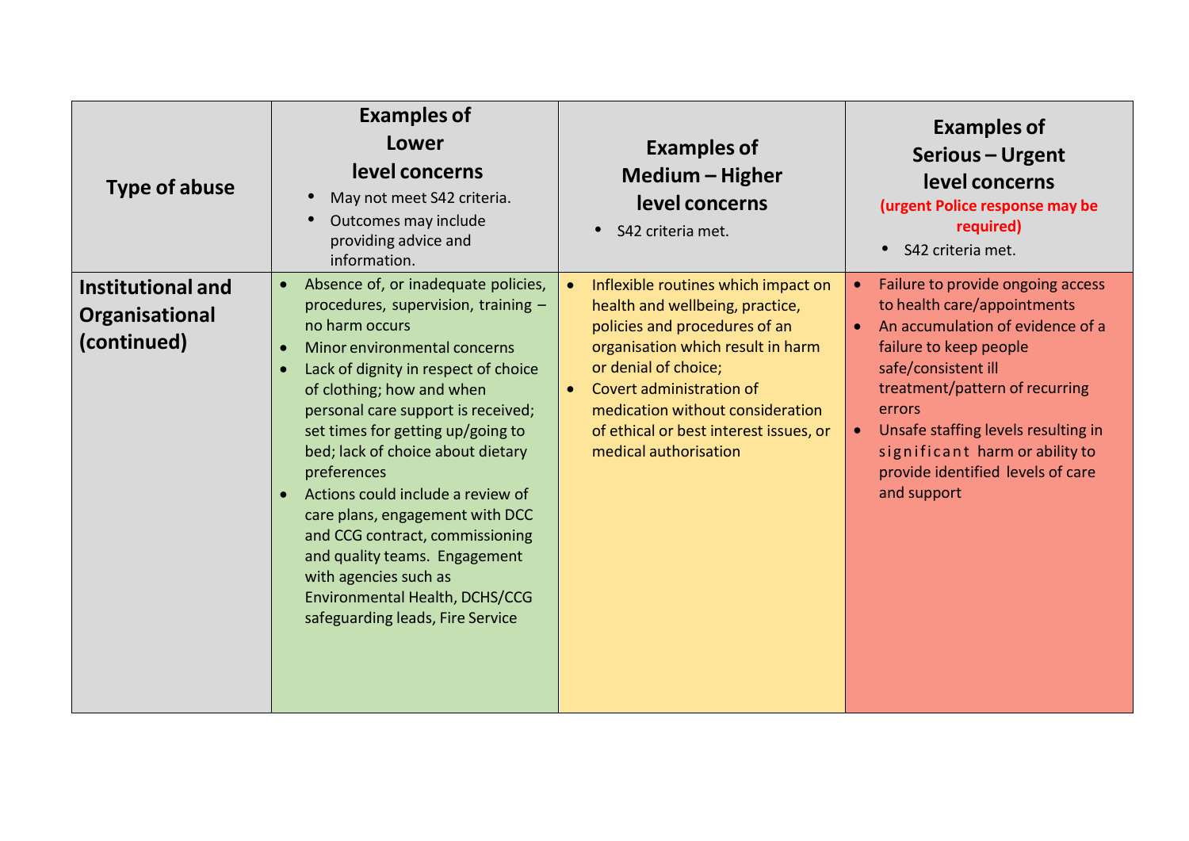| Type of abuse | Examples of Lower level concerns<br>• May not meet S42 criteria.<br>• Outcomes may include providing advice and information. | Examples of Medium – Higher level concerns<br>• S42 criteria met. | Examples of Serious – Urgent level concerns<br>**(urgent Police response may be required)**<br>• S42 criteria met. |
|---|---|---|---|
| **Institutional and Organisational (continued)** | • Absence of, or inadequate policies, procedures, supervision, training – no harm occurs<br>• Minor environmental concerns<br>• Lack of dignity in respect of choice of clothing; how and when personal care support is received; set times for getting up/going to bed; lack of choice about dietary preferences<br>• Actions could include a review of care plans, engagement with DCC and CCG contract, commissioning and quality teams. Engagement with agencies such as Environmental Health, DCHS/CCG safeguarding leads, Fire Service | • Inflexible routines which impact on health and wellbeing, practice, policies and procedures of an organisation which result in harm or denial of choice;<br>• Covert administration of medication without consideration of ethical or best interest issues, or medical authorisation | • Failure to provide ongoing access to health care/appointments<br>• An accumulation of evidence of a failure to keep people safe/consistent ill treatment/pattern of recurring errors<br>• Unsafe staffing levels resulting in significant harm or ability to provide identified levels of care and support |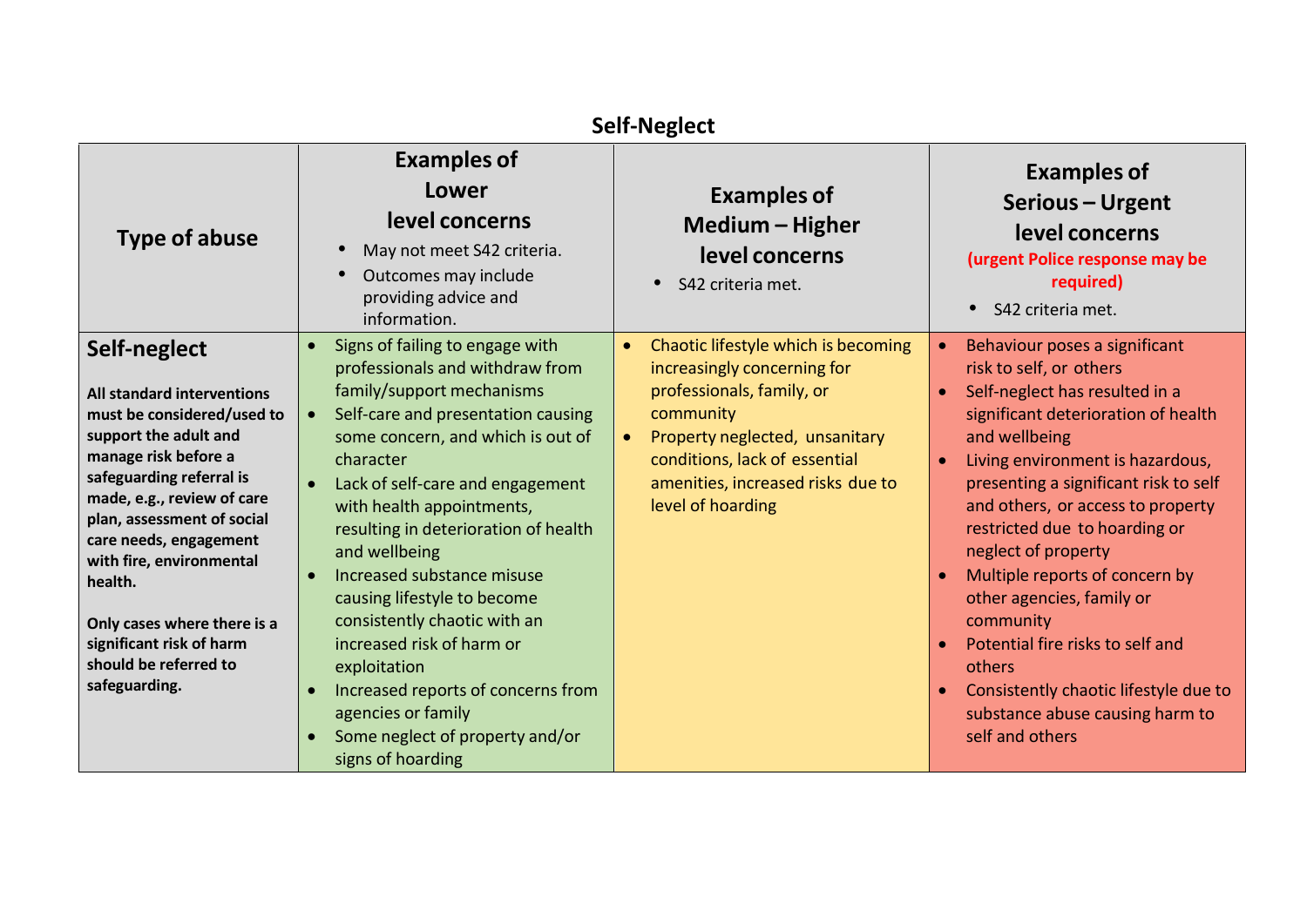## Self-Neglect

| Type of abuse | Examples of Lower level concerns<br>• May not meet S42 criteria.<br>• Outcomes may include providing advice and information. | Examples of Medium – Higher level concerns<br>• S42 criteria met. | Examples of Serious – Urgent level concerns **(urgent Police response may be required)**<br>• S42 criteria met. |
|---|---|---|---|
| **Self-neglect**<br><br>**All standard interventions must be considered/used to support the adult and manage risk before a safeguarding referral is made, e.g., review of care plan, assessment of social care needs, engagement with fire, environmental health.**<br><br>**Only cases where there is a significant risk of harm should be referred to safeguarding.** | • Signs of failing to engage with professionals and withdraw from family/support mechanisms<br>• Self-care and presentation causing some concern, and which is out of character<br>• Lack of self-care and engagement with health appointments, resulting in deterioration of health and wellbeing<br>• Increased substance misuse causing lifestyle to become consistently chaotic with an increased risk of harm or exploitation<br>• Increased reports of concerns from agencies or family<br>• Some neglect of property and/or signs of hoarding | • Chaotic lifestyle which is becoming increasingly concerning for professionals, family, or community<br>• Property neglected, unsanitary conditions, lack of essential amenities, increased risks due to level of hoarding | • Behaviour poses a significant risk to self, or others<br>• Self-neglect has resulted in a significant deterioration of health and wellbeing<br>• Living environment is hazardous, presenting a significant risk to self and others, or access to property restricted due to hoarding or neglect of property<br>• Multiple reports of concern by other agencies, family or community<br>• Potential fire risks to self and others<br>• Consistently chaotic lifestyle due to substance abuse causing harm to self and others |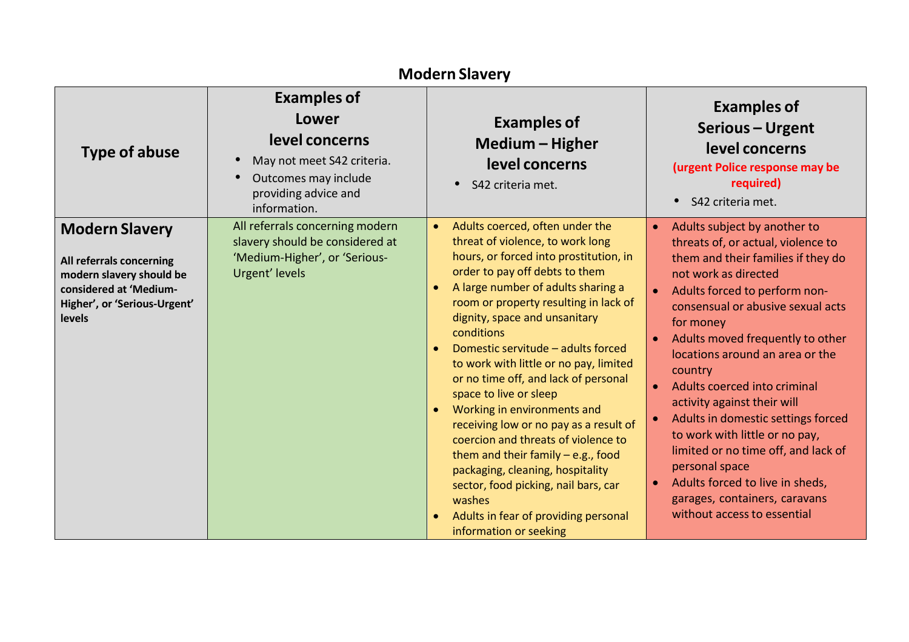## Modern Slavery

| Type of abuse | Examples of Lower level concerns<br>• May not meet S42 criteria.<br>• Outcomes may include providing advice and information. | Examples of Medium – Higher level concerns<br>• S42 criteria met. | Examples of Serious – Urgent level concerns<br>**(urgent Police response may be required)**<br>• S42 criteria met. |
|---|---|---|---|
| **Modern Slavery**<br><br>**All referrals concerning modern slavery should be considered at 'Medium-Higher', or 'Serious-Urgent' levels** | All referrals concerning modern slavery should be considered at 'Medium-Higher', or 'Serious-Urgent' levels | • Adults coerced, often under the threat of violence, to work long hours, or forced into prostitution, in order to pay off debts to them<br>• A large number of adults sharing a room or property resulting in lack of dignity, space and unsanitary conditions<br>• Domestic servitude – adults forced to work with little or no pay, limited or no time off, and lack of personal space to live or sleep<br>• Working in environments and receiving low or no pay as a result of coercion and threats of violence to them and their family – e.g., food packaging, cleaning, hospitality sector, food picking, nail bars, car washes<br>• Adults in fear of providing personal information or seeking | • Adults subject by another to threats of, or actual, violence to them and their families if they do not work as directed<br>• Adults forced to perform non-consensual or abusive sexual acts for money<br>• Adults moved frequently to other locations around an area or the country<br>• Adults coerced into criminal activity against their will<br>• Adults in domestic settings forced to work with little or no pay, limited or no time off, and lack of personal space<br>• Adults forced to live in sheds, garages, containers, caravans without access to essential |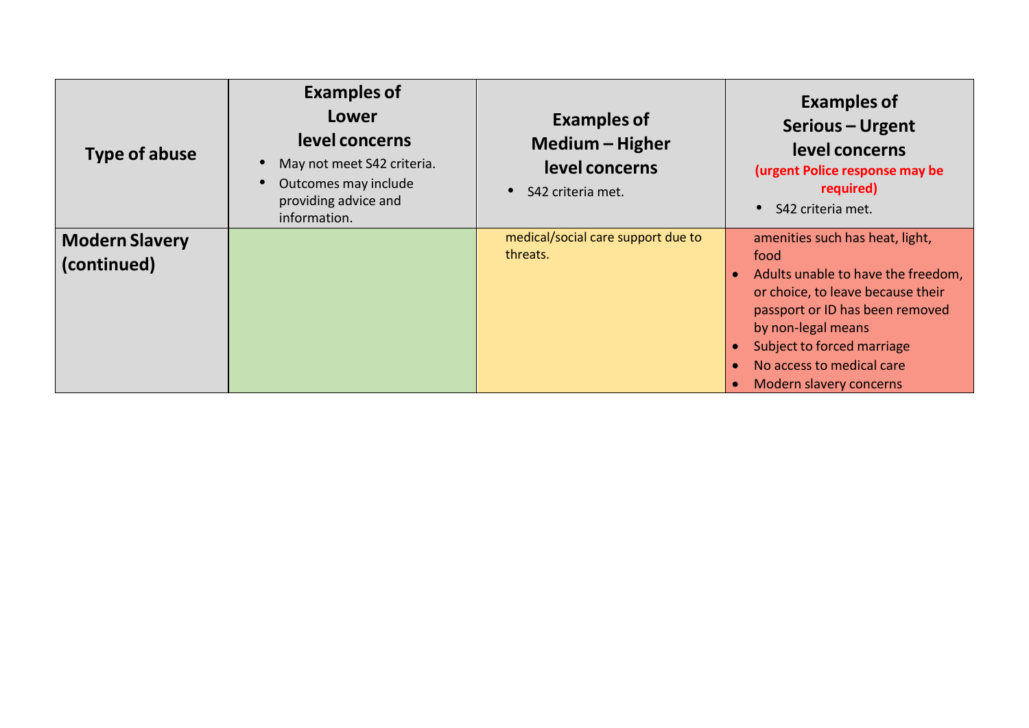| Type of abuse | Examples of Lower level concerns<br>• May not meet S42 criteria.<br>• Outcomes may include providing advice and information. | Examples of Medium – Higher level concerns<br>• S42 criteria met. | Examples of Serious – Urgent level concerns **(urgent Police response may be required)**<br>• S42 criteria met. |
|---|---|---|---|
| **Modern Slavery (continued)** | | medical/social care support due to threats. | amenities such has heat, light, food<br>• Adults unable to have the freedom, or choice, to leave because their passport or ID has been removed by non-legal means<br>• Subject to forced marriage<br>• No access to medical care<br>• Modern slavery concerns |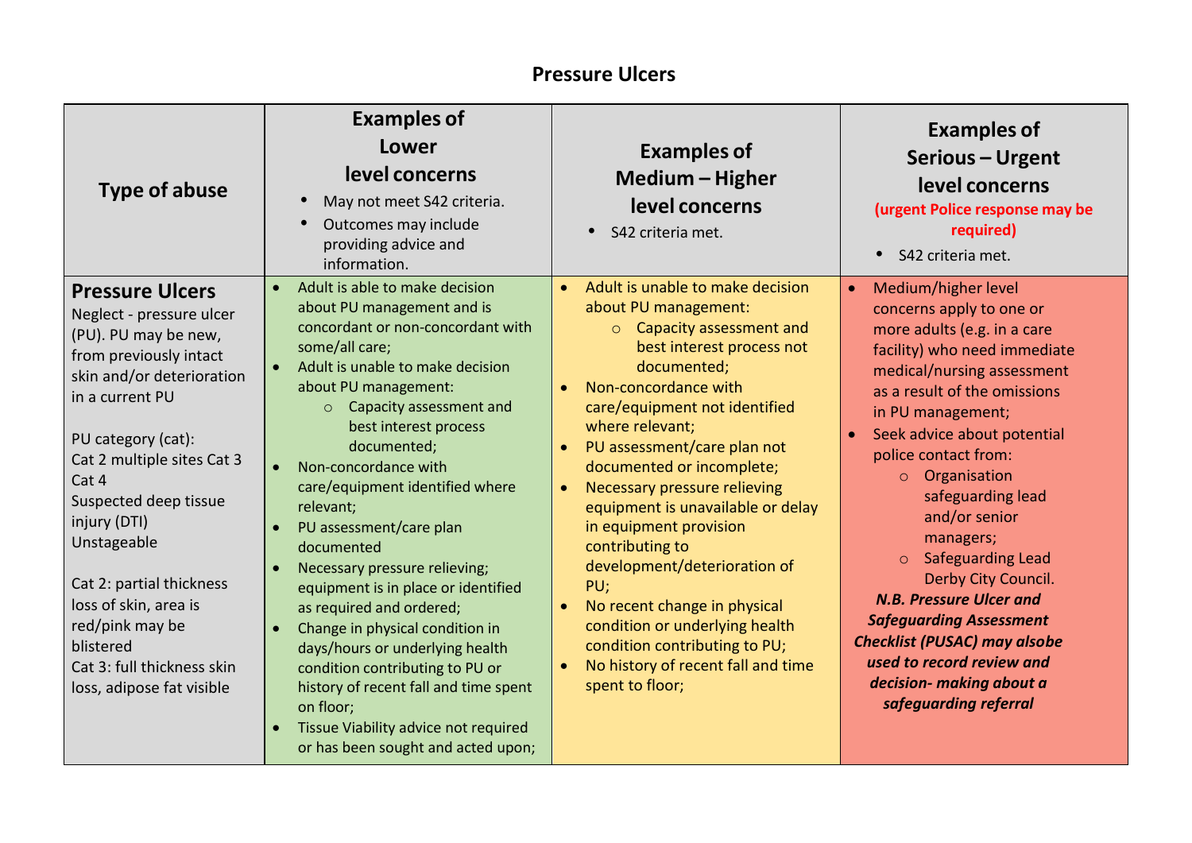# Pressure Ulcers

| Type of abuse | Examples of Lower level concerns<br>• May not meet S42 criteria.<br>• Outcomes may include providing advice and information. | Examples of Medium – Higher level concerns<br>• S42 criteria met. | Examples of Serious – Urgent level concerns<br>**(urgent Police response may be required)**<br>• S42 criteria met. |
|---|---|---|---|
| **Pressure Ulcers**<br>Neglect - pressure ulcer (PU). PU may be new, from previously intact skin and/or deterioration in a current PU<br><br>PU category (cat):<br>Cat 2 multiple sites Cat 3<br>Cat 4<br>Suspected deep tissue injury (DTI)<br>Unstageable<br><br>Cat 2: partial thickness loss of skin, area is red/pink may be blistered<br>Cat 3: full thickness skin loss, adipose fat visible | • Adult is able to make decision about PU management and is concordant or non-concordant with some/all care;<br>• Adult is unable to make decision about PU management:<br>  ○ Capacity assessment and best interest process documented;<br>• Non-concordance with care/equipment identified where relevant;<br>• PU assessment/care plan documented<br>• Necessary pressure relieving; equipment is in place or identified as required and ordered;<br>• Change in physical condition in days/hours or underlying health condition contributing to PU or history of recent fall and time spent on floor;<br>• Tissue Viability advice not required or has been sought and acted upon; | • Adult is unable to make decision about PU management:<br>  ○ Capacity assessment and best interest process not documented;<br>• Non-concordance with care/equipment not identified where relevant;<br>• PU assessment/care plan not documented or incomplete;<br>• Necessary pressure relieving equipment is unavailable or delay in equipment provision contributing to development/deterioration of PU;<br>• No recent change in physical condition or underlying health condition contributing to PU;<br>• No history of recent fall and time spent to floor; | • Medium/higher level concerns apply to one or more adults (e.g. in a care facility) who need immediate medical/nursing assessment as a result of the omissions in PU management;<br>• Seek advice about potential police contact from:<br>  ○ Organisation safeguarding lead and/or senior managers;<br>  ○ Safeguarding Lead Derby City Council.<br>***N.B. Pressure Ulcer and Safeguarding Assessment Checklist (PUSAC) may alsobe used to record review and decision- making about a safeguarding referral*** |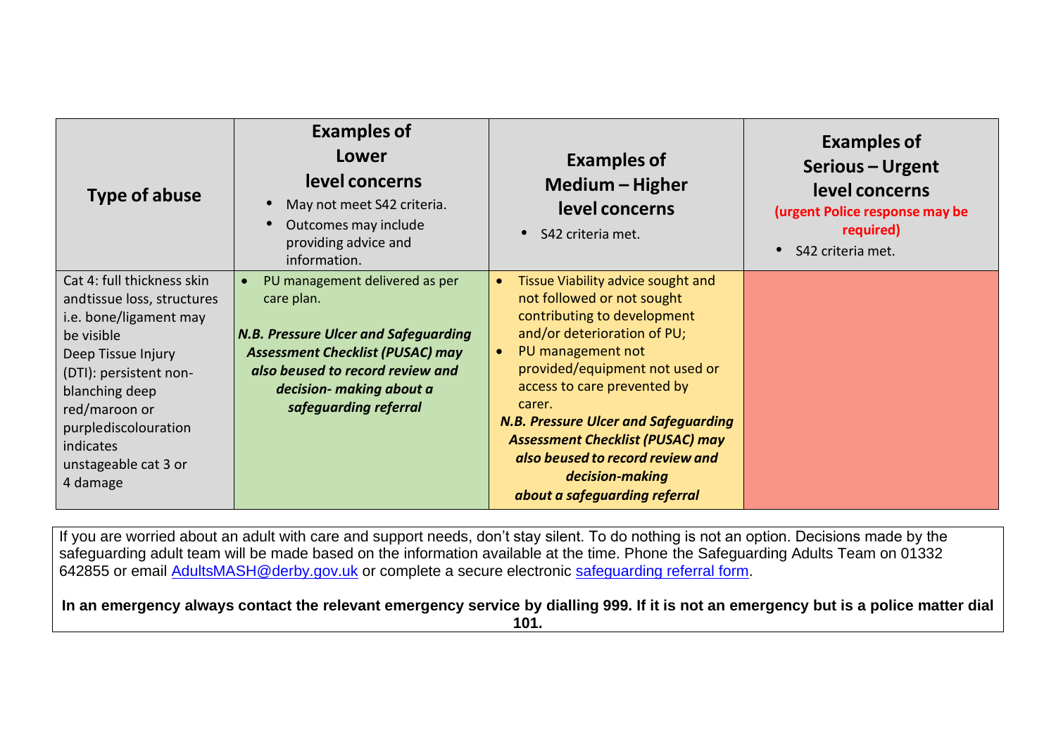| Type of abuse | Examples of Lower level concerns<br>• May not meet S42 criteria.<br>• Outcomes may include providing advice and information. | Examples of Medium – Higher level concerns<br>• S42 criteria met. | Examples of Serious – Urgent level concerns<br>**(urgent Police response may be required)**<br>• S42 criteria met. |
|---|---|---|---|
| Cat 4: full thickness skin andtissue loss, structures i.e. bone/ligament may be visible<br>Deep Tissue Injury (DTI): persistent non-blanching deep red/maroon or purplediscolouration indicates unstageable cat 3 or 4 damage | • PU management delivered as per care plan.<br><br>***N.B. Pressure Ulcer and Safeguarding Assessment Checklist (PUSAC) may also beused to record review and decision- making about a safeguarding referral*** | • Tissue Viability advice sought and not followed or not sought contributing to development and/or deterioration of PU;<br>• PU management not provided/equipment not used or access to care prevented by carer.<br>***N.B. Pressure Ulcer and Safeguarding Assessment Checklist (PUSAC) may also beused to record review and decision-making about a safeguarding referral*** | |

If you are worried about an adult with care and support needs, don't stay silent. To do nothing is not an option. Decisions made by the safeguarding adult team will be made based on the information available at the time. Phone the Safeguarding Adults Team on 01332 642855 or email AdultsMASH@derby.gov.uk or complete a secure electronic safeguarding referral form.

**In an emergency always contact the relevant emergency service by dialling 999. If it is not an emergency but is a police matter dial 101.**